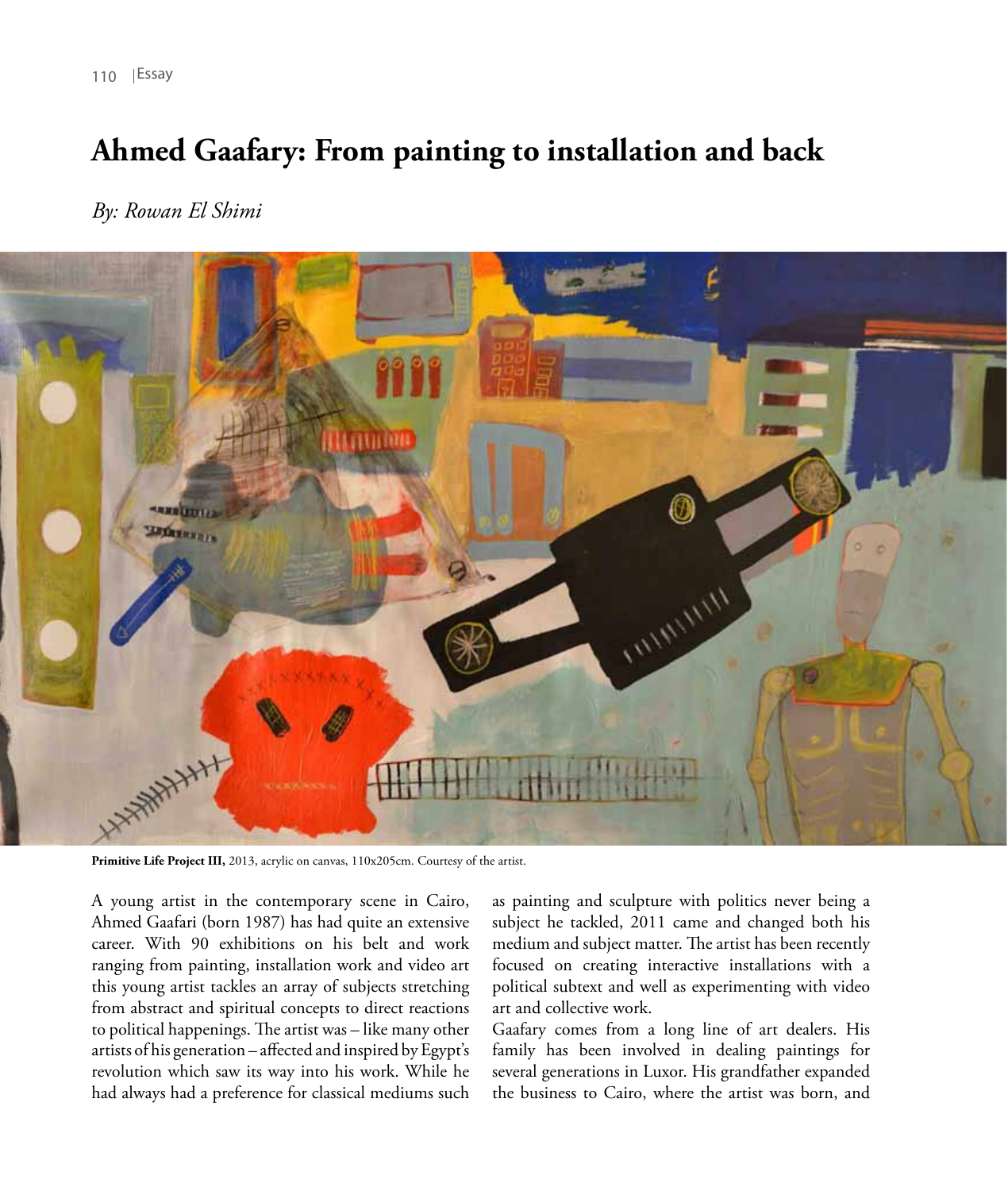# Ahmed Gaafary: From painting to installation and back

*By: Rowan El Shimi*

**Primitive Life Project III,** 2013, acrylic on canvas, 110x205cm. Courtesy of the artist.

A young artist in the contemporary scene in Cairo, Ahmed Gaafari (born 1987) has had quite an extensive career. With 90 exhibitions on his belt and work ranging from painting, installation work and video art this young artist tackles an array of subjects stretching from abstract and spiritual concepts to direct reactions to political happenings. The artist was – like many other artists of his generation – affected and inspired by Egypt's revolution which saw its way into his work. While he had always had a preference for classical mediums such as painting and sculpture with politics never being a subject he tackled, 2011 came and changed both his medium and subject matter. The artist has been recently focused on creating interactive installations with a political subtext and well as experimenting with video art and collective work.

Gaafary comes from a long line of art dealers. His family has been involved in dealing paintings for several generations in Luxor. His grandfather expanded the business to Cairo, where the artist was born, and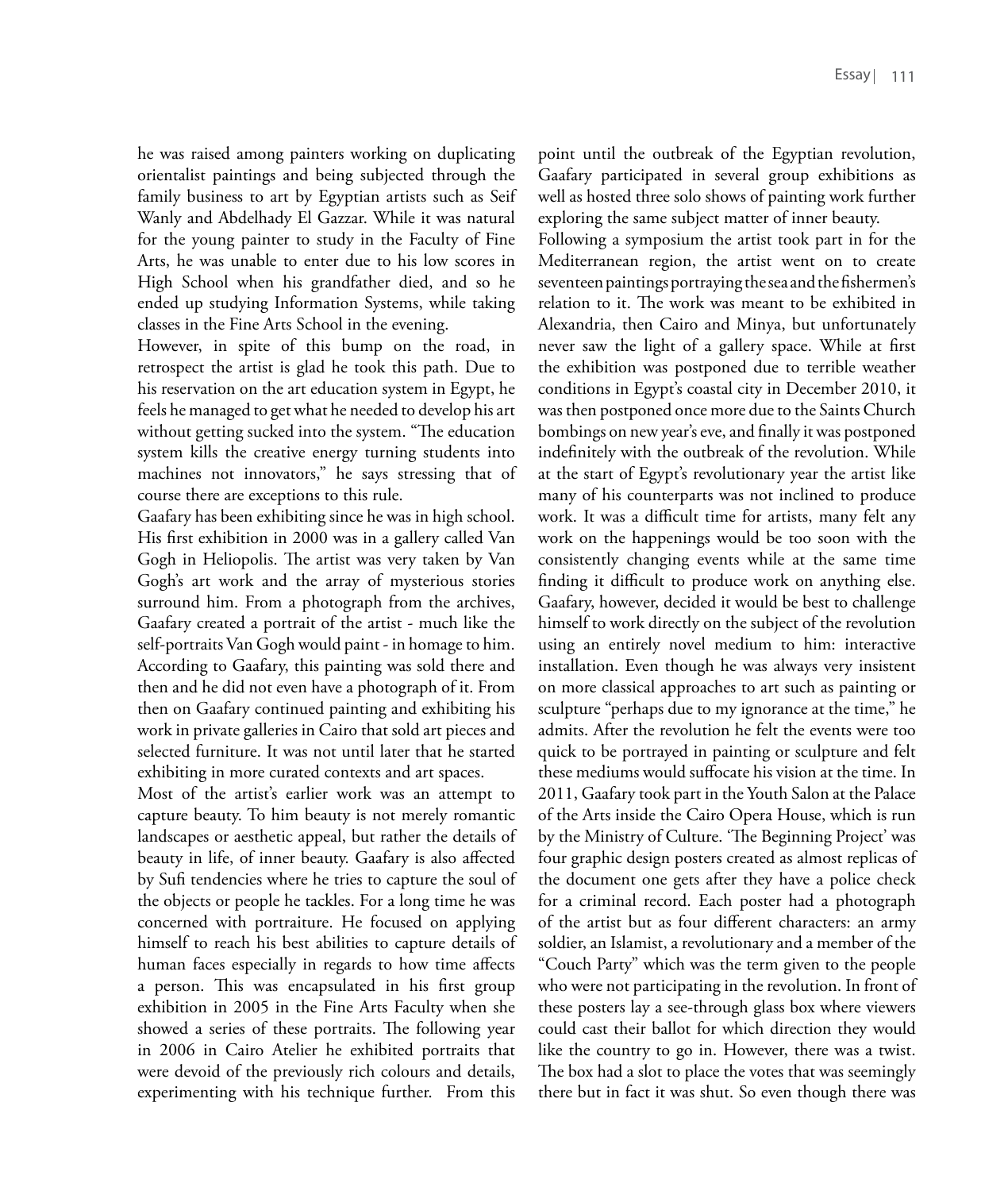he was raised among painters working on duplicating orientalist paintings and being subjected through the family business to art by Egyptian artists such as Seif Wanly and Abdelhady El Gazzar. While it was natural for the young painter to study in the Faculty of Fine Arts, he was unable to enter due to his low scores in High School when his grandfather died, and so he ended up studying Information Systems, while taking classes in the Fine Arts School in the evening.

However, in spite of this bump on the road, in retrospect the artist is glad he took this path. Due to his reservation on the art education system in Egypt, he feels he managed to get what he needed to develop his art without getting sucked into the system. "The education system kills the creative energy turning students into machines not innovators," he says stressing that of course there are exceptions to this rule.

Gaafary has been exhibiting since he was in high school. His first exhibition in 2000 was in a gallery called Van Gogh in Heliopolis. The artist was very taken by Van Gogh's art work and the array of mysterious stories surround him. From a photograph from the archives, Gaafary created a portrait of the artist - much like the self-portraits Van Gogh would paint - in homage to him. According to Gaafary, this painting was sold there and then and he did not even have a photograph of it. From then on Gaafary continued painting and exhibiting his work in private galleries in Cairo that sold art pieces and selected furniture. It was not until later that he started exhibiting in more curated contexts and art spaces.

Most of the artist's earlier work was an attempt to capture beauty. To him beauty is not merely romantic landscapes or aesthetic appeal, but rather the details of beauty in life, of inner beauty. Gaafary is also affected by Sufi tendencies where he tries to capture the soul of the objects or people he tackles. For a long time he was concerned with portraiture. He focused on applying himself to reach his best abilities to capture details of human faces especially in regards to how time affects a person. This was encapsulated in his first group exhibition in 2005 in the Fine Arts Faculty when she showed a series of these portraits. The following year in 2006 in Cairo Atelier he exhibited portraits that were devoid of the previously rich colours and details, experimenting with his technique further. From this point until the outbreak of the Egyptian revolution, Gaafary participated in several group exhibitions as well as hosted three solo shows of painting work further exploring the same subject matter of inner beauty.

Following a symposium the artist took part in for the Mediterranean region, the artist went on to create seventeen paintings portraying the sea and the fishermen's relation to it. The work was meant to be exhibited in Alexandria, then Cairo and Minya, but unfortunately never saw the light of a gallery space. While at first the exhibition was postponed due to terrible weather conditions in Egypt's coastal city in December 2010, it was then postponed once more due to the Saints Church bombings on new year's eve, and finally it was postponed indefinitely with the outbreak of the revolution. While at the start of Egypt's revolutionary year the artist like many of his counterparts was not inclined to produce work. It was a difficult time for artists, many felt any work on the happenings would be too soon with the consistently changing events while at the same time finding it difficult to produce work on anything else. Gaafary, however, decided it would be best to challenge himself to work directly on the subject of the revolution using an entirely novel medium to him: interactive installation. Even though he was always very insistent on more classical approaches to art such as painting or sculpture "perhaps due to my ignorance at the time," he admits. After the revolution he felt the events were too quick to be portrayed in painting or sculpture and felt these mediums would suffocate his vision at the time. In 2011, Gaafary took part in the Youth Salon at the Palace of the Arts inside the Cairo Opera House, which is run by the Ministry of Culture. 'The Beginning Project' was four graphic design posters created as almost replicas of the document one gets after they have a police check for a criminal record. Each poster had a photograph of the artist but as four different characters: an army soldier, an Islamist, a revolutionary and a member of the "Couch Party" which was the term given to the people who were not participating in the revolution. In front of these posters lay a see-through glass box where viewers could cast their ballot for which direction they would like the country to go in. However, there was a twist. The box had a slot to place the votes that was seemingly there but in fact it was shut. So even though there was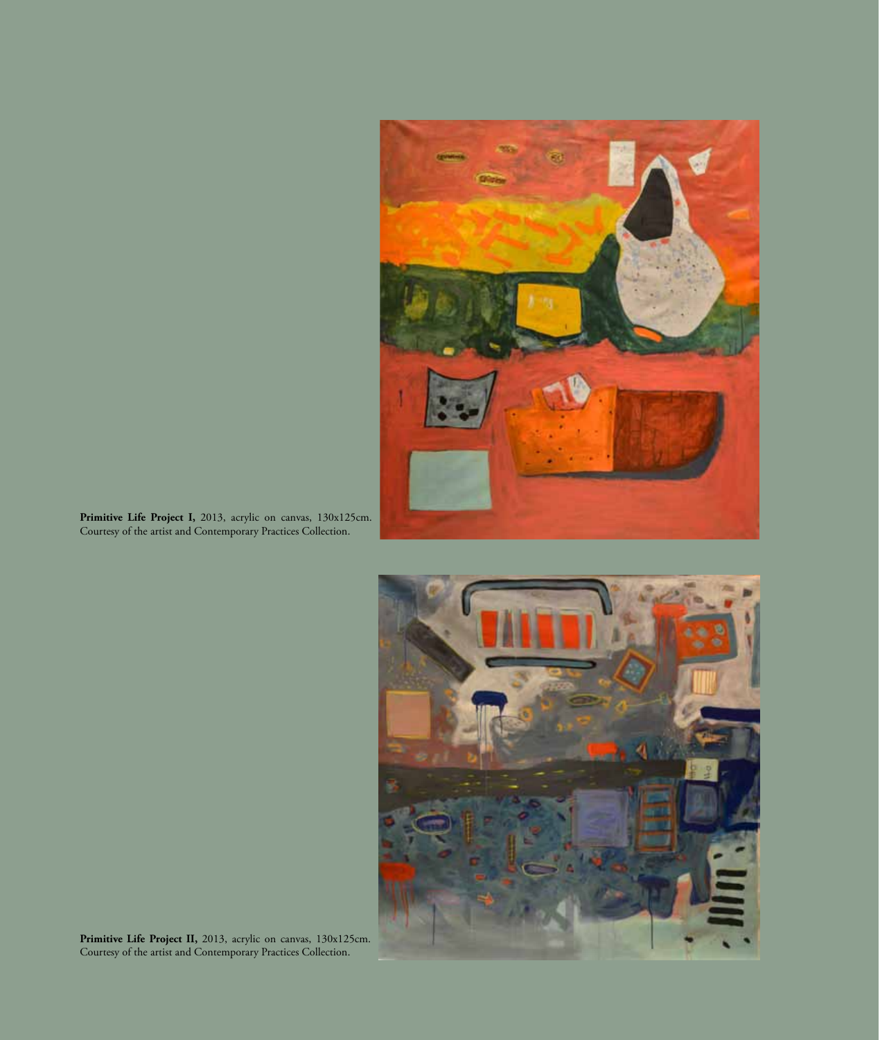**Primitive Life Project I,** 2013, acrylic on canvas, 130x125cm.
Courtesy of the artist and Contemporary Practices Collection.

**Primitive Life Project II,** 2013, acrylic on canvas, 130x125cm.
Courtesy of the artist and Contemporary Practices Collection.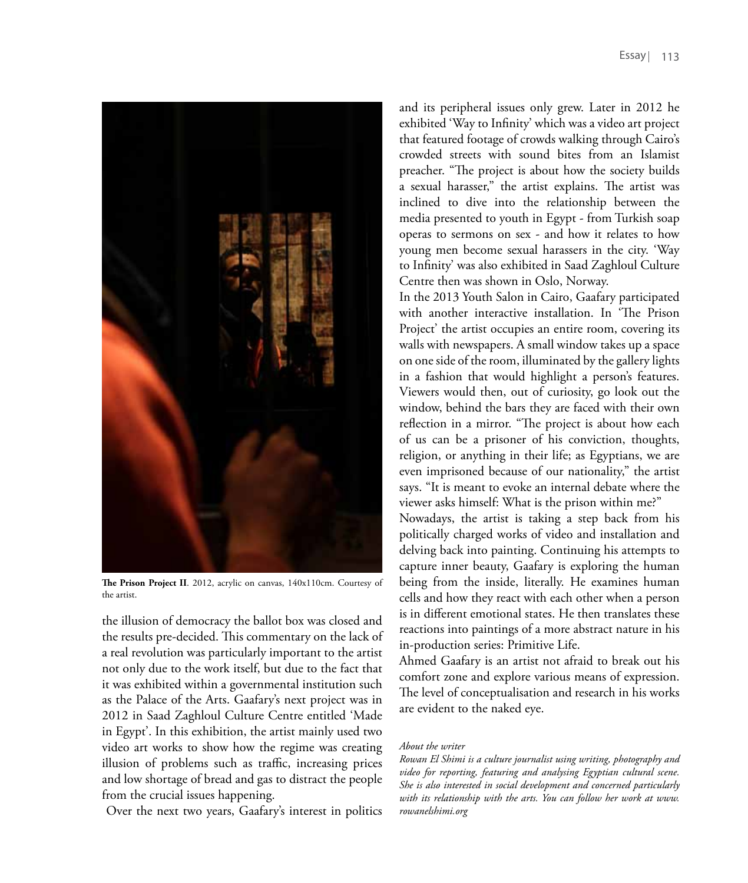**The Prison Project II**. 2012, acrylic on canvas, 140x110cm. Courtesy of the artist.

the illusion of democracy the ballot box was closed and the results pre-decided. This commentary on the lack of a real revolution was particularly important to the artist not only due to the work itself, but due to the fact that it was exhibited within a governmental institution such as the Palace of the Arts. Gaafary's next project was in 2012 in Saad Zaghloul Culture Centre entitled 'Made in Egypt'. In this exhibition, the artist mainly used two video art works to show how the regime was creating illusion of problems such as traffic, increasing prices and low shortage of bread and gas to distract the people from the crucial issues happening.

Over the next two years, Gaafary's interest in politics and its peripheral issues only grew. Later in 2012 he exhibited 'Way to Infinity' which was a video art project that featured footage of crowds walking through Cairo's crowded streets with sound bites from an Islamist preacher. "The project is about how the society builds a sexual harasser," the artist explains. The artist was inclined to dive into the relationship between the media presented to youth in Egypt - from Turkish soap operas to sermons on sex - and how it relates to how young men become sexual harassers in the city. 'Way to Infinity' was also exhibited in Saad Zaghloul Culture Centre then was shown in Oslo, Norway.

In the 2013 Youth Salon in Cairo, Gaafary participated with another interactive installation. In 'The Prison Project' the artist occupies an entire room, covering its walls with newspapers. A small window takes up a space on one side of the room, illuminated by the gallery lights in a fashion that would highlight a person's features. Viewers would then, out of curiosity, go look out the window, behind the bars they are faced with their own reflection in a mirror. "The project is about how each of us can be a prisoner of his conviction, thoughts, religion, or anything in their life; as Egyptians, we are even imprisoned because of our nationality," the artist says. "It is meant to evoke an internal debate where the viewer asks himself: What is the prison within me?"

Nowadays, the artist is taking a step back from his politically charged works of video and installation and delving back into painting. Continuing his attempts to capture inner beauty, Gaafary is exploring the human being from the inside, literally. He examines human cells and how they react with each other when a person is in different emotional states. He then translates these reactions into paintings of a more abstract nature in his in-production series: Primitive Life.

Ahmed Gaafary is an artist not afraid to break out his comfort zone and explore various means of expression. The level of conceptualisation and research in his works are evident to the naked eye.

*About the writer*

*Rowan El Shimi is a culture journalist using writing, photography and video for reporting, featuring and analysing Egyptian cultural scene. She is also interested in social development and concerned particularly with its relationship with the arts. You can follow her work at www.rowanelshimi.org*